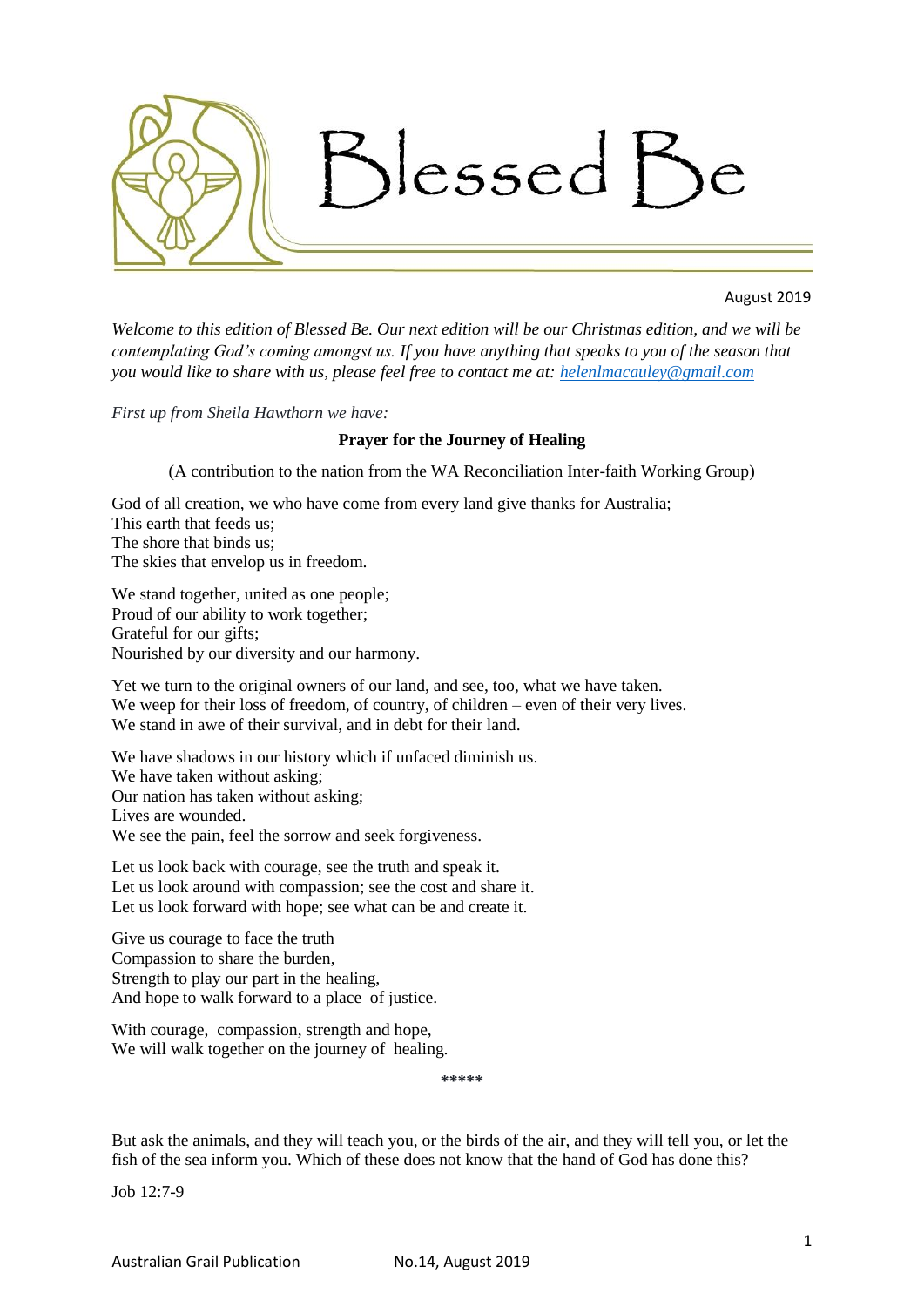# Blessed Be

August 2019

*Welcome to this edition of Blessed Be. Our next edition will be our Christmas edition, and we will be contemplating God's coming amongst us. If you have anything that speaks to you of the season that you would like to share with us, please feel free to contact me at: [helenlmacauley@gmail.com](mailto:helenlmacauley@gmail.com)*

*First up from Sheila Hawthorn we have:*

**Prayer for the Journey of Healing**

(A contribution to the nation from the WA Reconciliation Inter-faith Working Group)

God of all creation, we who have come from every land give thanks for Australia;
This earth that feeds us;
The shore that binds us;
The skies that envelop us in freedom.

We stand together, united as one people;
Proud of our ability to work together;
Grateful for our gifts;
Nourished by our diversity and our harmony.

Yet we turn to the original owners of our land, and see, too, what we have taken.
We weep for their loss of freedom, of country, of children – even of their very lives.
We stand in awe of their survival, and in debt for their land.

We have shadows in our history which if unfaced diminish us.
We have taken without asking;
Our nation has taken without asking;
Lives are wounded.
We see the pain, feel the sorrow and seek forgiveness.

Let us look back with courage, see the truth and speak it.
Let us look around with compassion; see the cost and share it.
Let us look forward with hope; see what can be and create it.

Give us courage to face the truth
Compassion to share the burden,
Strength to play our part in the healing,
And hope to walk forward to a place of justice.

With courage, compassion, strength and hope,
We will walk together on the journey of healing.

*****

But ask the animals, and they will teach you, or the birds of the air, and they will tell you, or let the fish of the sea inform you. Which of these does not know that the hand of God has done this?

Job 12:7-9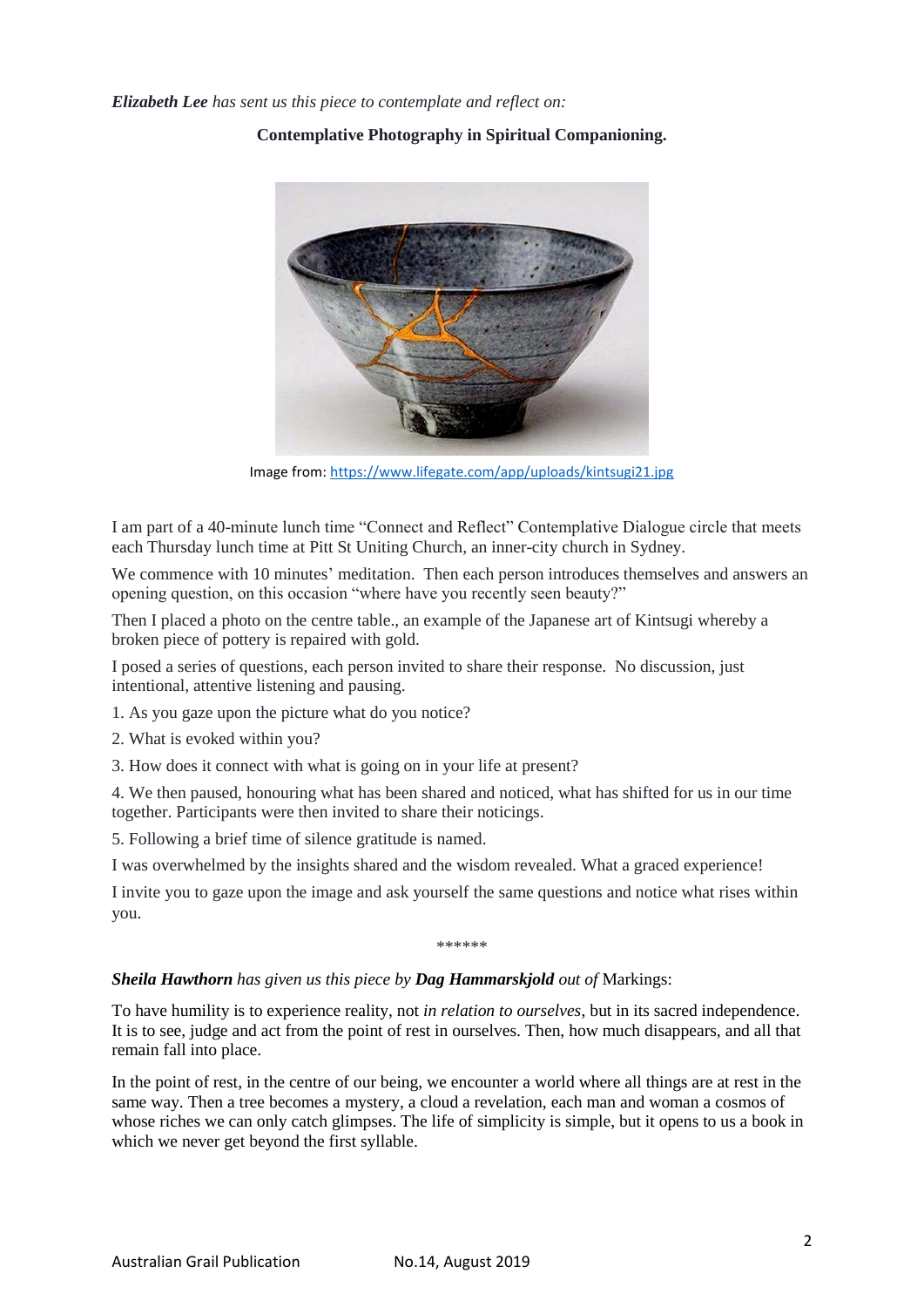***Elizabeth Lee** has sent us this piece to contemplate and reflect on:*

**Contemplative Photography in Spiritual Companioning.**

Image from: https://www.lifegate.com/app/uploads/kintsugi21.jpg

I am part of a 40-minute lunch time "Connect and Reflect" Contemplative Dialogue circle that meets each Thursday lunch time at Pitt St Uniting Church, an inner-city church in Sydney.

We commence with 10 minutes' meditation. Then each person introduces themselves and answers an opening question, on this occasion "where have you recently seen beauty?"

Then I placed a photo on the centre table., an example of the Japanese art of Kintsugi whereby a broken piece of pottery is repaired with gold.

I posed a series of questions, each person invited to share their response. No discussion, just intentional, attentive listening and pausing.

1. As you gaze upon the picture what do you notice?

2. What is evoked within you?

3. How does it connect with what is going on in your life at present?

4. We then paused, honouring what has been shared and noticed, what has shifted for us in our time together. Participants were then invited to share their noticings.

5. Following a brief time of silence gratitude is named.

I was overwhelmed by the insights shared and the wisdom revealed. What a graced experience!

I invite you to gaze upon the image and ask yourself the same questions and notice what rises within you.

\*\*\*\*\*\*

***Sheila Hawthorn** has given us this piece by **Dag Hammarskjold** out of* Markings:

To have humility is to experience reality, not *in relation to ourselves*, but in its sacred independence. It is to see, judge and act from the point of rest in ourselves. Then, how much disappears, and all that remain fall into place.

In the point of rest, in the centre of our being, we encounter a world where all things are at rest in the same way. Then a tree becomes a mystery, a cloud a revelation, each man and woman a cosmos of whose riches we can only catch glimpses. The life of simplicity is simple, but it opens to us a book in which we never get beyond the first syllable.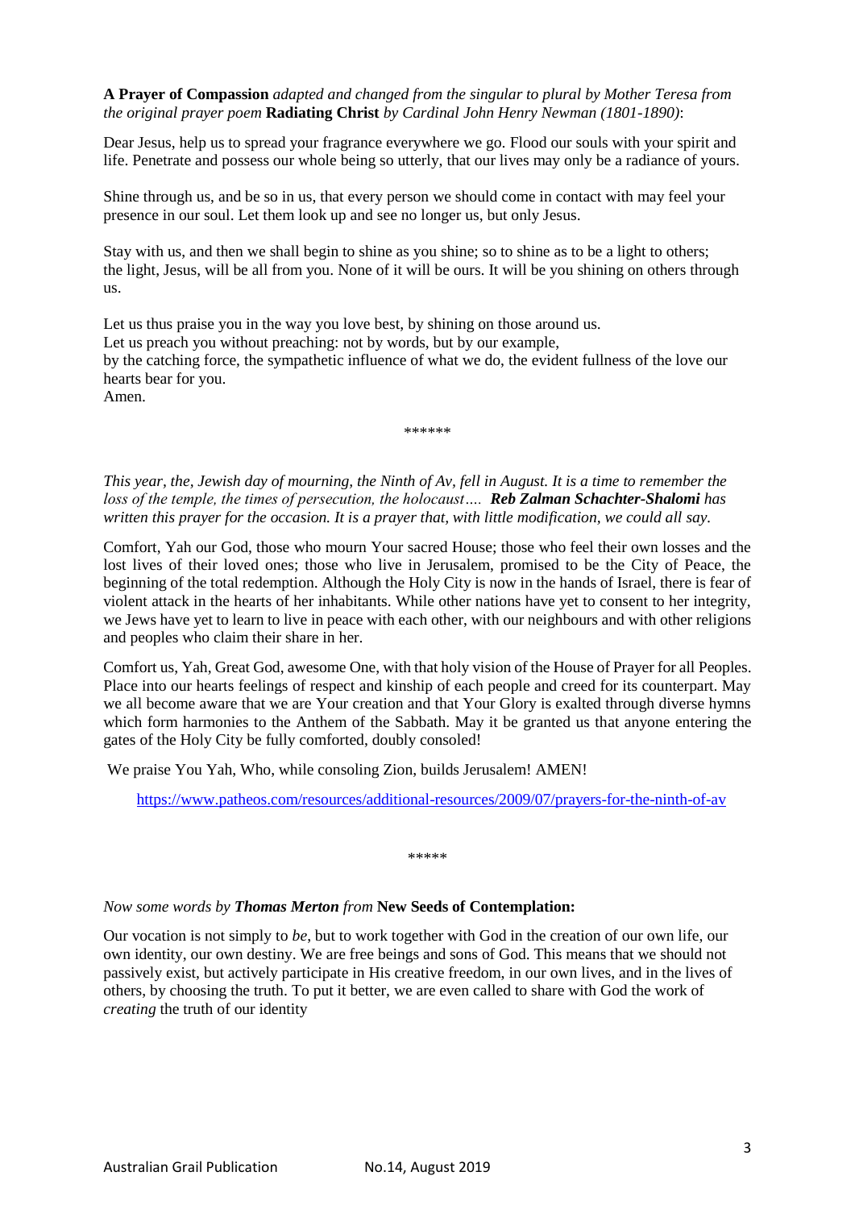**A Prayer of Compassion** *adapted and changed from the singular to plural by Mother Teresa from the original prayer poem* **Radiating Christ** *by Cardinal John Henry Newman (1801-1890)*:

Dear Jesus, help us to spread your fragrance everywhere we go. Flood our souls with your spirit and life. Penetrate and possess our whole being so utterly, that our lives may only be a radiance of yours.

Shine through us, and be so in us, that every person we should come in contact with may feel your presence in our soul. Let them look up and see no longer us, but only Jesus.

Stay with us, and then we shall begin to shine as you shine; so to shine as to be a light to others; the light, Jesus, will be all from you. None of it will be ours. It will be you shining on others through us.

Let us thus praise you in the way you love best, by shining on those around us.
Let us preach you without preaching: not by words, but by our example,
by the catching force, the sympathetic influence of what we do, the evident fullness of the love our hearts bear for you.
Amen.

******

*This year, the, Jewish day of mourning, the Ninth of Av, fell in August. It is a time to remember the loss of the temple, the times of persecution, the holocaust.... **Reb Zalman Schachter-Shalomi** has written this prayer for the occasion. It is a prayer that, with little modification, we could all say.*

Comfort, Yah our God, those who mourn Your sacred House; those who feel their own losses and the lost lives of their loved ones; those who live in Jerusalem, promised to be the City of Peace, the beginning of the total redemption. Although the Holy City is now in the hands of Israel, there is fear of violent attack in the hearts of her inhabitants. While other nations have yet to consent to her integrity, we Jews have yet to learn to live in peace with each other, with our neighbours and with other religions and peoples who claim their share in her.

Comfort us, Yah, Great God, awesome One, with that holy vision of the House of Prayer for all Peoples. Place into our hearts feelings of respect and kinship of each people and creed for its counterpart. May we all become aware that we are Your creation and that Your Glory is exalted through diverse hymns which form harmonies to the Anthem of the Sabbath. May it be granted us that anyone entering the gates of the Holy City be fully comforted, doubly consoled!

We praise You Yah, Who, while consoling Zion, builds Jerusalem! AMEN!

https://www.patheos.com/resources/additional-resources/2009/07/prayers-for-the-ninth-of-av

*****

*Now some words by **Thomas Merton** from* **New Seeds of Contemplation:**

Our vocation is not simply to *be*, but to work together with God in the creation of our own life, our own identity, our own destiny. We are free beings and sons of God. This means that we should not passively exist, but actively participate in His creative freedom, in our own lives, and in the lives of others, by choosing the truth. To put it better, we are even called to share with God the work of *creating* the truth of our identity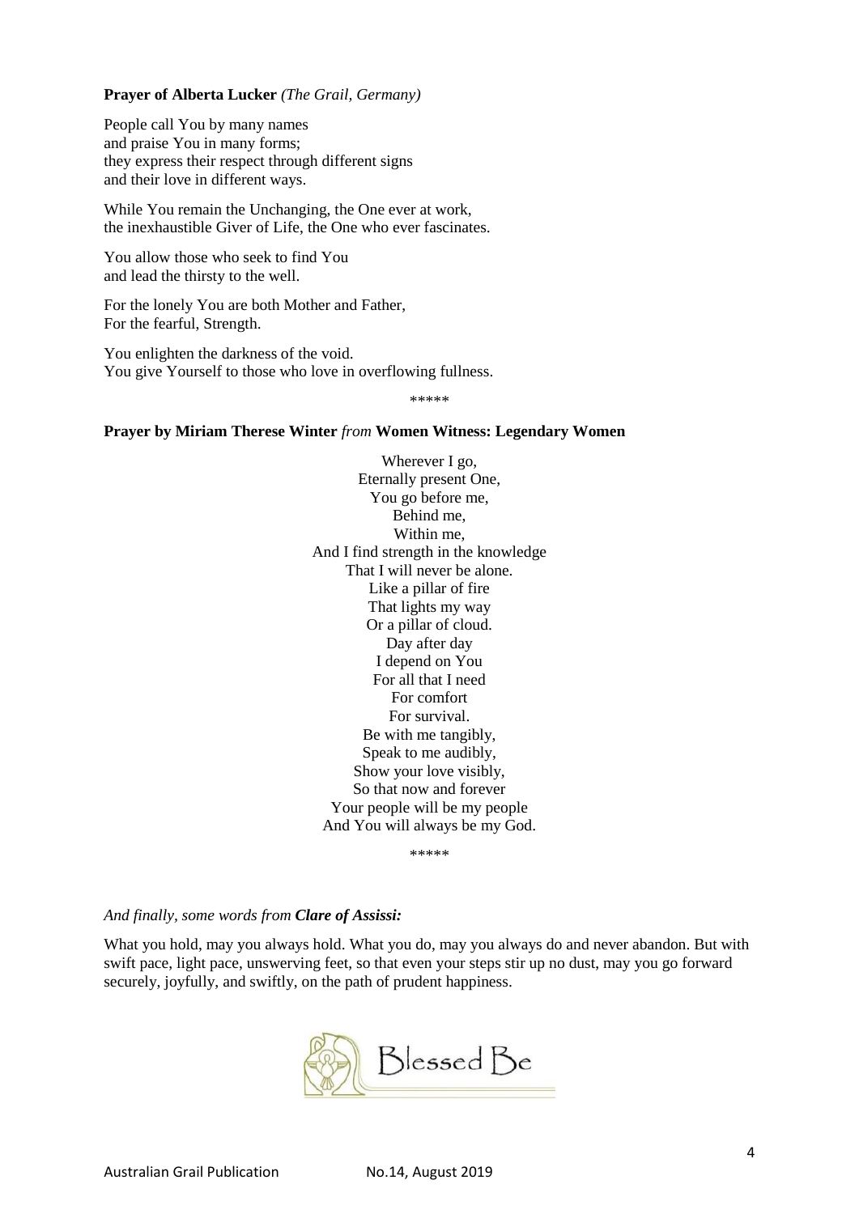**Prayer of Alberta Lucker** *(The Grail, Germany)*

People call You by many names  
and praise You in many forms;  
they express their respect through different signs  
and their love in different ways.

While You remain the Unchanging, the One ever at work,  
the inexhaustible Giver of Life, the One who ever fascinates.

You allow those who seek to find You  
and lead the thirsty to the well.

For the lonely You are both Mother and Father,  
For the fearful, Strength.

You enlighten the darkness of the void.  
You give Yourself to those who love in overflowing fullness.

*****

**Prayer by Miriam Therese Winter** *from* **Women Witness: Legendary Women**

Wherever I go,  
Eternally present One,  
You go before me,  
Behind me,  
Within me,  
And I find strength in the knowledge  
That I will never be alone.  
Like a pillar of fire  
That lights my way  
Or a pillar of cloud.  
Day after day  
I depend on You  
For all that I need  
For comfort  
For survival.  
Be with me tangibly,  
Speak to me audibly,  
Show your love visibly,  
So that now and forever  
Your people will be my people  
And You will always be my God.

*****

*And finally, some words from **Clare of Assissi:***

What you hold, may you always hold. What you do, may you always do and never abandon. But with swift pace, light pace, unswerving feet, so that even your steps stir up no dust, may you go forward securely, joyfully, and swiftly, on the path of prudent happiness.

Blessed Be